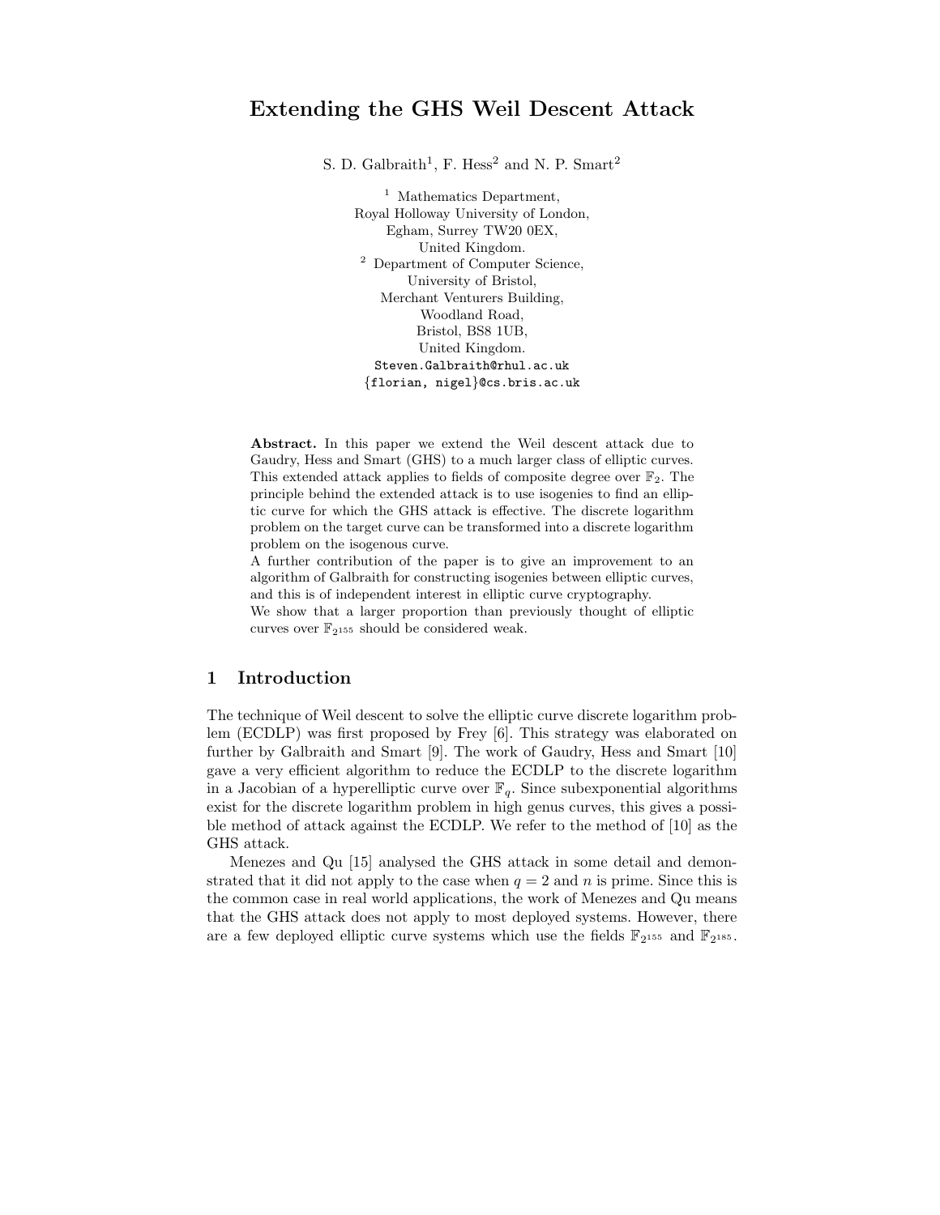# Extending the GHS Weil Descent Attack

S. D. Galbraith[1], F. Hess[2] and N. P. Smart[2]

[1] Mathematics Department,
Royal Holloway University of London,
Egham, Surrey TW20 0EX,
United Kingdom.

[2] Department of Computer Science,
University of Bristol,
Merchant Venturers Building,
Woodland Road,
Bristol, BS8 1UB,
United Kingdom.

Steven.Galbraith@rhul.ac.uk
{florian, nigel}@cs.bris.ac.uk

**Abstract.** In this paper we extend the Weil descent attack due to Gaudry, Hess and Smart (GHS) to a much larger class of elliptic curves. This extended attack applies to fields of composite degree over $\mathbb{F}_2$. The principle behind the extended attack is to use isogenies to find an elliptic curve for which the GHS attack is effective. The discrete logarithm problem on the target curve can be transformed into a discrete logarithm problem on the isogenous curve.

A further contribution of the paper is to give an improvement to an algorithm of Galbraith for constructing isogenies between elliptic curves, and this is of independent interest in elliptic curve cryptography.

We show that a larger proportion than previously thought of elliptic curves over $\mathbb{F}_{2^{155}}$ should be considered weak.

## 1 Introduction

The technique of Weil descent to solve the elliptic curve discrete logarithm problem (ECDLP) was first proposed by Frey [6]. This strategy was elaborated on further by Galbraith and Smart [9]. The work of Gaudry, Hess and Smart [10] gave a very efficient algorithm to reduce the ECDLP to the discrete logarithm in a Jacobian of a hyperelliptic curve over $\mathbb{F}_q$. Since subexponential algorithms exist for the discrete logarithm problem in high genus curves, this gives a possible method of attack against the ECDLP. We refer to the method of [10] as the GHS attack.

Menezes and Qu [15] analysed the GHS attack in some detail and demonstrated that it did not apply to the case when $q = 2$ and $n$ is prime. Since this is the common case in real world applications, the work of Menezes and Qu means that the GHS attack does not apply to most deployed systems. However, there are a few deployed elliptic curve systems which use the fields $\mathbb{F}_{2^{155}}$ and $\mathbb{F}_{2^{185}}$.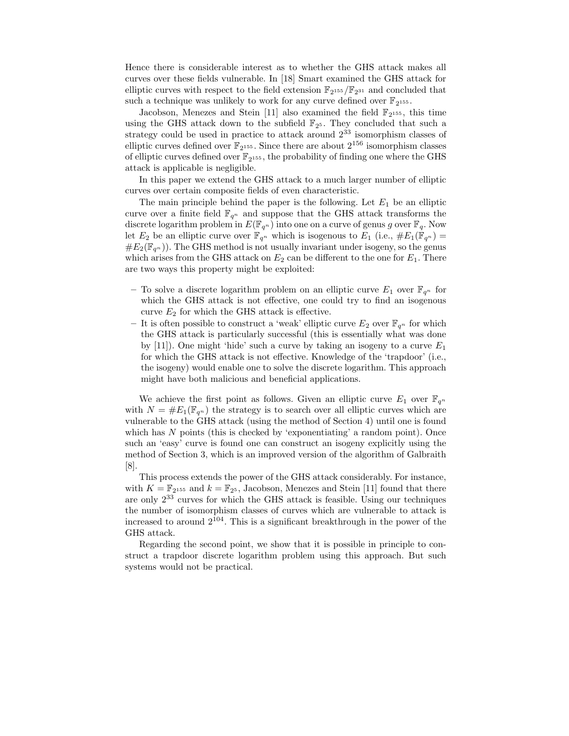Hence there is considerable interest as to whether the GHS attack makes all curves over these fields vulnerable. In [18] Smart examined the GHS attack for elliptic curves with respect to the field extension $\mathbb{F}_{2^{155}}/\mathbb{F}_{2^{31}}$ and concluded that such a technique was unlikely to work for any curve defined over $\mathbb{F}_{2^{155}}$.

Jacobson, Menezes and Stein [11] also examined the field $\mathbb{F}_{2^{155}}$, this time using the GHS attack down to the subfield $\mathbb{F}_{2^5}$. They concluded that such a strategy could be used in practice to attack around $2^{33}$ isomorphism classes of elliptic curves defined over $\mathbb{F}_{2^{155}}$. Since there are about $2^{156}$ isomorphism classes of elliptic curves defined over $\mathbb{F}_{2^{155}}$, the probability of finding one where the GHS attack is applicable is negligible.

In this paper we extend the GHS attack to a much larger number of elliptic curves over certain composite fields of even characteristic.

The main principle behind the paper is the following. Let $E_1$ be an elliptic curve over a finite field $\mathbb{F}_{q^n}$ and suppose that the GHS attack transforms the discrete logarithm problem in $E(\mathbb{F}_{q^n})$ into one on a curve of genus $g$ over $\mathbb{F}_q$. Now let $E_2$ be an elliptic curve over $\mathbb{F}_{q^n}$ which is isogenous to $E_1$ (i.e., $\#E_1(\mathbb{F}_{q^n}) = \#E_2(\mathbb{F}_{q^n})$). The GHS method is not usually invariant under isogeny, so the genus which arises from the GHS attack on $E_2$ can be different to the one for $E_1$. There are two ways this property might be exploited:

- To solve a discrete logarithm problem on an elliptic curve $E_1$ over $\mathbb{F}_{q^n}$ for which the GHS attack is not effective, one could try to find an isogenous curve $E_2$ for which the GHS attack is effective.
- It is often possible to construct a 'weak' elliptic curve $E_2$ over $\mathbb{F}_{q^n}$ for which the GHS attack is particularly successful (this is essentially what was done by [11]). One might 'hide' such a curve by taking an isogeny to a curve $E_1$ for which the GHS attack is not effective. Knowledge of the 'trapdoor' (i.e., the isogeny) would enable one to solve the discrete logarithm. This approach might have both malicious and beneficial applications.

We achieve the first point as follows. Given an elliptic curve $E_1$ over $\mathbb{F}_{q^n}$ with $N = \#E_1(\mathbb{F}_{q^n})$ the strategy is to search over all elliptic curves which are vulnerable to the GHS attack (using the method of Section 4) until one is found which has $N$ points (this is checked by 'exponentiating' a random point). Once such an 'easy' curve is found one can construct an isogeny explicitly using the method of Section 3, which is an improved version of the algorithm of Galbraith [8].

This process extends the power of the GHS attack considerably. For instance, with $K = \mathbb{F}_{2^{155}}$ and $k = \mathbb{F}_{2^5}$, Jacobson, Menezes and Stein [11] found that there are only $2^{33}$ curves for which the GHS attack is feasible. Using our techniques the number of isomorphism classes of curves which are vulnerable to attack is increased to around $2^{104}$. This is a significant breakthrough in the power of the GHS attack.

Regarding the second point, we show that it is possible in principle to construct a trapdoor discrete logarithm problem using this approach. But such systems would not be practical.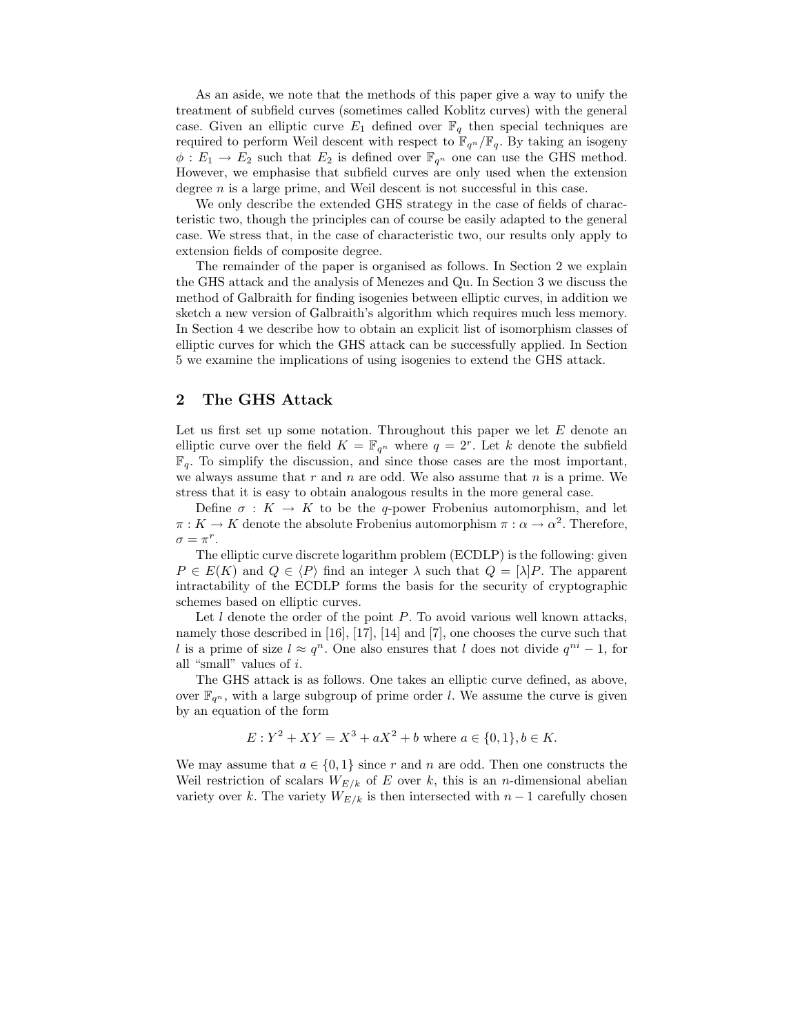As an aside, we note that the methods of this paper give a way to unify the treatment of subfield curves (sometimes called Koblitz curves) with the general case. Given an elliptic curve $E_1$ defined over $\mathbb{F}_q$ then special techniques are required to perform Weil descent with respect to $\mathbb{F}_{q^n}/\mathbb{F}_q$. By taking an isogeny $\phi : E_1 \rightarrow E_2$ such that $E_2$ is defined over $\mathbb{F}_{q^n}$ one can use the GHS method. However, we emphasise that subfield curves are only used when the extension degree $n$ is a large prime, and Weil descent is not successful in this case.

We only describe the extended GHS strategy in the case of fields of characteristic two, though the principles can of course be easily adapted to the general case. We stress that, in the case of characteristic two, our results only apply to extension fields of composite degree.

The remainder of the paper is organised as follows. In Section 2 we explain the GHS attack and the analysis of Menezes and Qu. In Section 3 we discuss the method of Galbraith for finding isogenies between elliptic curves, in addition we sketch a new version of Galbraith's algorithm which requires much less memory. In Section 4 we describe how to obtain an explicit list of isomorphism classes of elliptic curves for which the GHS attack can be successfully applied. In Section 5 we examine the implications of using isogenies to extend the GHS attack.

## 2 The GHS Attack

Let us first set up some notation. Throughout this paper we let $E$ denote an elliptic curve over the field $K = \mathbb{F}_{q^n}$ where $q = 2^r$. Let $k$ denote the subfield $\mathbb{F}_q$. To simplify the discussion, and since those cases are the most important, we always assume that $r$ and $n$ are odd. We also assume that $n$ is a prime. We stress that it is easy to obtain analogous results in the more general case.

Define $\sigma : K \rightarrow K$ to be the $q$-power Frobenius automorphism, and let $\pi : K \rightarrow K$ denote the absolute Frobenius automorphism $\pi : \alpha \rightarrow \alpha^2$. Therefore, $\sigma = \pi^r$.

The elliptic curve discrete logarithm problem (ECDLP) is the following: given $P \in E(K)$ and $Q \in \langle P \rangle$ find an integer $\lambda$ such that $Q = [\lambda]P$. The apparent intractability of the ECDLP forms the basis for the security of cryptographic schemes based on elliptic curves.

Let $l$ denote the order of the point $P$. To avoid various well known attacks, namely those described in [16], [17], [14] and [7], one chooses the curve such that $l$ is a prime of size $l \approx q^n$. One also ensures that $l$ does not divide $q^{ni} - 1$, for all "small" values of $i$.

The GHS attack is as follows. One takes an elliptic curve defined, as above, over $\mathbb{F}_{q^n}$, with a large subgroup of prime order $l$. We assume the curve is given by an equation of the form

$$E : Y^2 + XY = X^3 + aX^2 + b \text{ where } a \in \{0, 1\}, b \in K.$$

We may assume that $a \in \{0, 1\}$ since $r$ and $n$ are odd. Then one constructs the Weil restriction of scalars $W_{E/k}$ of $E$ over $k$, this is an $n$-dimensional abelian variety over $k$. The variety $W_{E/k}$ is then intersected with $n - 1$ carefully chosen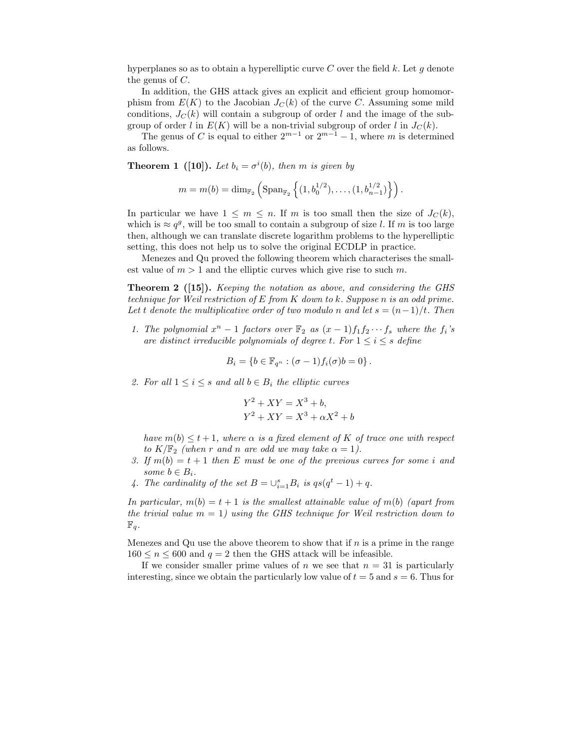hyperplanes so as to obtain a hyperelliptic curve $C$ over the field $k$. Let $g$ denote the genus of $C$.

In addition, the GHS attack gives an explicit and efficient group homomorphism from $E(K)$ to the Jacobian $J_C(k)$ of the curve $C$. Assuming some mild conditions, $J_C(k)$ will contain a subgroup of order $l$ and the image of the subgroup of order $l$ in $E(K)$ will be a non-trivial subgroup of order $l$ in $J_C(k)$.

The genus of $C$ is equal to either $2^{m-1}$ or $2^{m-1}-1$, where $m$ is determined as follows.

**Theorem 1 ([10]).** *Let $b_i = \sigma^i(b)$, then $m$ is given by*

$$m = m(b) = \dim_{\mathbb{F}_2}\left(\mathrm{Span}_{\mathbb{F}_2}\left\{(1, b_0^{1/2}), \ldots, (1, b_{n-1}^{1/2})\right\}\right).$$

In particular we have $1 \leq m \leq n$. If $m$ is too small then the size of $J_C(k)$, which is $\approx q^g$, will be too small to contain a subgroup of size $l$. If $m$ is too large then, although we can translate discrete logarithm problems to the hyperelliptic setting, this does not help us to solve the original ECDLP in practice.

Menezes and Qu proved the following theorem which characterises the smallest value of $m > 1$ and the elliptic curves which give rise to such $m$.

**Theorem 2 ([15]).** *Keeping the notation as above, and considering the GHS technique for Weil restriction of $E$ from $K$ down to $k$. Suppose $n$ is an odd prime. Let $t$ denote the multiplicative order of two modulo $n$ and let $s = (n-1)/t$. Then*

1. *The polynomial $x^n - 1$ factors over $\mathbb{F}_2$ as $(x-1)f_1 f_2 \cdots f_s$ where the $f_i$'s are distinct irreducible polynomials of degree $t$. For $1 \leq i \leq s$ define*

$$B_i = \{b \in \mathbb{F}_{q^n} : (\sigma - 1)f_i(\sigma)b = 0\}.$$

2. *For all $1 \leq i \leq s$ and all $b \in B_i$ the elliptic curves*

$$Y^2 + XY = X^3 + b,$$
$$Y^2 + XY = X^3 + \alpha X^2 + b$$

   *have $m(b) \leq t+1$, where $\alpha$ is a fixed element of $K$ of trace one with respect to $K/\mathbb{F}_2$ (when $r$ and $n$ are odd we may take $\alpha = 1$).*
3. *If $m(b) = t+1$ then $E$ must be one of the previous curves for some $i$ and some $b \in B_i$.*
4. *The cardinality of the set $B = \cup_{i=1}^{s} B_i$ is $qs(q^t - 1) + q$.*

*In particular, $m(b) = t+1$ is the smallest attainable value of $m(b)$ (apart from the trivial value $m = 1$) using the GHS technique for Weil restriction down to $\mathbb{F}_q$.*

Menezes and Qu use the above theorem to show that if $n$ is a prime in the range $160 \leq n \leq 600$ and $q = 2$ then the GHS attack will be infeasible.

If we consider smaller prime values of $n$ we see that $n = 31$ is particularly interesting, since we obtain the particularly low value of $t = 5$ and $s = 6$. Thus for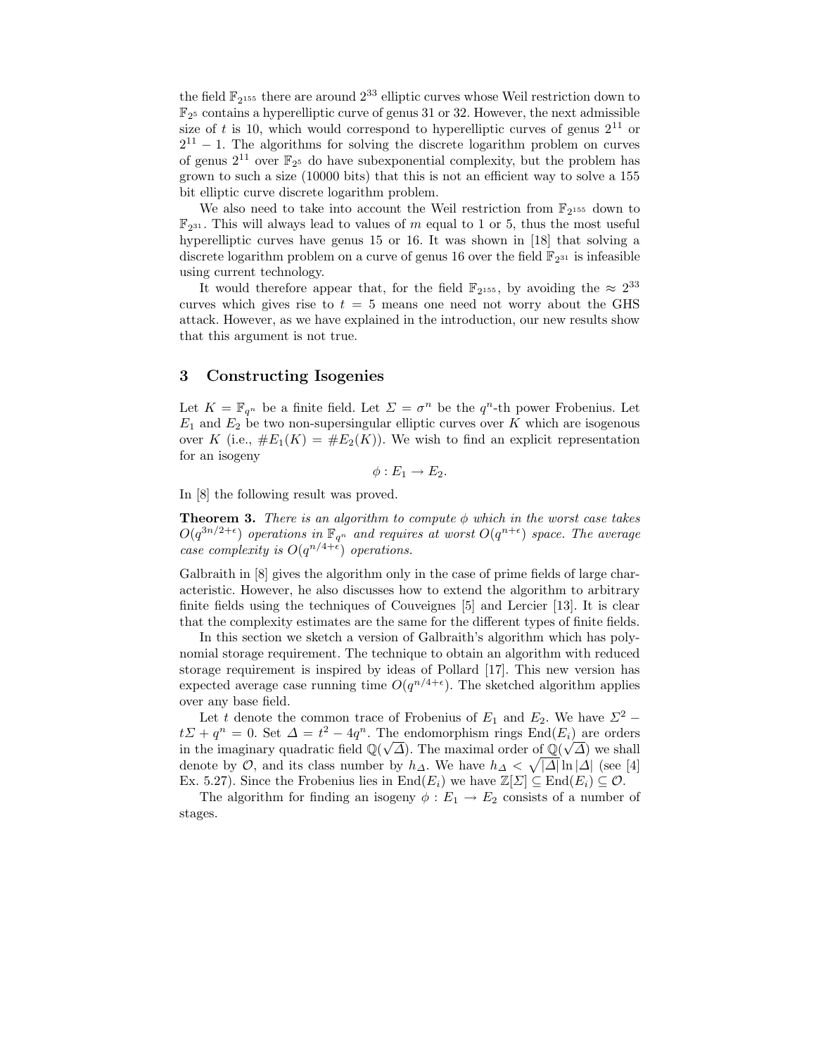the field $\mathbb{F}_{2^{155}}$ there are around $2^{33}$ elliptic curves whose Weil restriction down to $\mathbb{F}_{2^5}$ contains a hyperelliptic curve of genus 31 or 32. However, the next admissible size of $t$ is 10, which would correspond to hyperelliptic curves of genus $2^{11}$ or $2^{11} - 1$. The algorithms for solving the discrete logarithm problem on curves of genus $2^{11}$ over $\mathbb{F}_{2^5}$ do have subexponential complexity, but the problem has grown to such a size (10000 bits) that this is not an efficient way to solve a 155 bit elliptic curve discrete logarithm problem.

We also need to take into account the Weil restriction from $\mathbb{F}_{2^{155}}$ down to $\mathbb{F}_{2^{31}}$. This will always lead to values of $m$ equal to 1 or 5, thus the most useful hyperelliptic curves have genus 15 or 16. It was shown in [18] that solving a discrete logarithm problem on a curve of genus 16 over the field $\mathbb{F}_{2^{31}}$ is infeasible using current technology.

It would therefore appear that, for the field $\mathbb{F}_{2^{155}}$, by avoiding the $\approx 2^{33}$ curves which gives rise to $t = 5$ means one need not worry about the GHS attack. However, as we have explained in the introduction, our new results show that this argument is not true.

## 3 Constructing Isogenies

Let $K = \mathbb{F}_{q^n}$ be a finite field. Let $\Sigma = \sigma^n$ be the $q^n$-th power Frobenius. Let $E_1$ and $E_2$ be two non-supersingular elliptic curves over $K$ which are isogenous over $K$ (i.e., $\#E_1(K) = \#E_2(K)$). We wish to find an explicit representation for an isogeny

$$\phi : E_1 \to E_2.$$

In [8] the following result was proved.

**Theorem 3.** *There is an algorithm to compute $\phi$ which in the worst case takes $O(q^{3n/2+\epsilon})$ operations in $\mathbb{F}_{q^n}$ and requires at worst $O(q^{n+\epsilon})$ space. The average case complexity is $O(q^{n/4+\epsilon})$ operations.*

Galbraith in [8] gives the algorithm only in the case of prime fields of large characteristic. However, he also discusses how to extend the algorithm to arbitrary finite fields using the techniques of Couveignes [5] and Lercier [13]. It is clear that the complexity estimates are the same for the different types of finite fields.

In this section we sketch a version of Galbraith's algorithm which has polynomial storage requirement. The technique to obtain an algorithm with reduced storage requirement is inspired by ideas of Pollard [17]. This new version has expected average case running time $O(q^{n/4+\epsilon})$. The sketched algorithm applies over any base field.

Let $t$ denote the common trace of Frobenius of $E_1$ and $E_2$. We have $\Sigma^2 - t\Sigma + q^n = 0$. Set $\Delta = t^2 - 4q^n$. The endomorphism rings $\mathrm{End}(E_i)$ are orders in the imaginary quadratic field $\mathbb{Q}(\sqrt{\Delta})$. The maximal order of $\mathbb{Q}(\sqrt{\Delta})$ we shall denote by $\mathcal{O}$, and its class number by $h_\Delta$. We have $h_\Delta < \sqrt{|\Delta|}\ln|\Delta|$ (see [4] Ex. 5.27). Since the Frobenius lies in $\mathrm{End}(E_i)$ we have $\mathbb{Z}[\Sigma] \subseteq \mathrm{End}(E_i) \subseteq \mathcal{O}$.

The algorithm for finding an isogeny $\phi : E_1 \to E_2$ consists of a number of stages.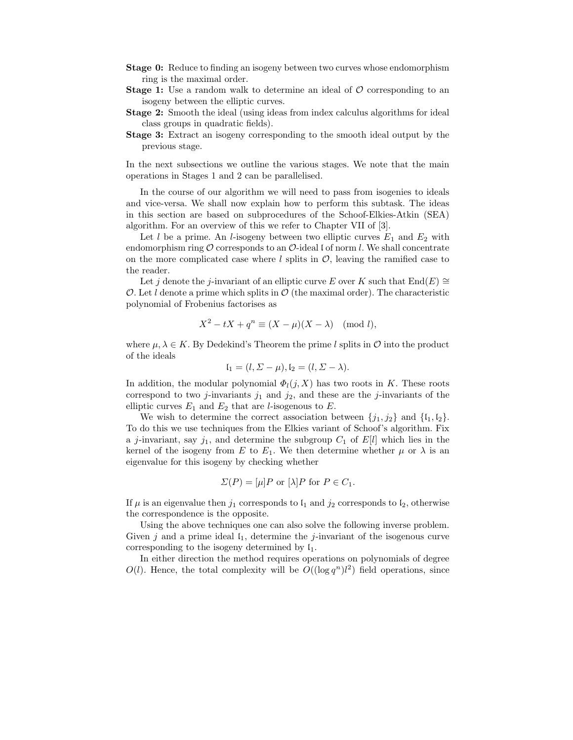**Stage 0:** Reduce to finding an isogeny between two curves whose endomorphism ring is the maximal order.

**Stage 1:** Use a random walk to determine an ideal of $\mathcal{O}$ corresponding to an isogeny between the elliptic curves.

**Stage 2:** Smooth the ideal (using ideas from index calculus algorithms for ideal class groups in quadratic fields).

**Stage 3:** Extract an isogeny corresponding to the smooth ideal output by the previous stage.

In the next subsections we outline the various stages. We note that the main operations in Stages 1 and 2 can be parallelised.

In the course of our algorithm we will need to pass from isogenies to ideals and vice-versa. We shall now explain how to perform this subtask. The ideas in this section are based on subprocedures of the Schoof-Elkies-Atkin (SEA) algorithm. For an overview of this we refer to Chapter VII of [3].

Let $l$ be a prime. An $l$-isogeny between two elliptic curves $E_1$ and $E_2$ with endomorphism ring $\mathcal{O}$ corresponds to an $\mathcal{O}$-ideal $\mathfrak{l}$ of norm $l$. We shall concentrate on the more complicated case where $l$ splits in $\mathcal{O}$, leaving the ramified case to the reader.

Let $j$ denote the $j$-invariant of an elliptic curve $E$ over $K$ such that $\mathrm{End}(E) \cong \mathcal{O}$. Let $l$ denote a prime which splits in $\mathcal{O}$ (the maximal order). The characteristic polynomial of Frobenius factorises as

$$X^2 - tX + q^n \equiv (X - \mu)(X - \lambda) \pmod{l},$$

where $\mu, \lambda \in K$. By Dedekind's Theorem the prime $l$ splits in $\mathcal{O}$ into the product of the ideals

$$\mathfrak{l}_1 = (l, \Sigma - \mu), \mathfrak{l}_2 = (l, \Sigma - \lambda).$$

In addition, the modular polynomial $\Phi_l(j, X)$ has two roots in $K$. These roots correspond to two $j$-invariants $j_1$ and $j_2$, and these are the $j$-invariants of the elliptic curves $E_1$ and $E_2$ that are $l$-isogenous to $E$.

We wish to determine the correct association between $\{j_1, j_2\}$ and $\{\mathfrak{l}_1, \mathfrak{l}_2\}$. To do this we use techniques from the Elkies variant of Schoof's algorithm. Fix a $j$-invariant, say $j_1$, and determine the subgroup $C_1$ of $E[l]$ which lies in the kernel of the isogeny from $E$ to $E_1$. We then determine whether $\mu$ or $\lambda$ is an eigenvalue for this isogeny by checking whether

$$\Sigma(P) = [\mu]P \text{ or } [\lambda]P \text{ for } P \in C_1.$$

If $\mu$ is an eigenvalue then $j_1$ corresponds to $\mathfrak{l}_1$ and $j_2$ corresponds to $\mathfrak{l}_2$, otherwise the correspondence is the opposite.

Using the above techniques one can also solve the following inverse problem. Given $j$ and a prime ideal $\mathfrak{l}_1$, determine the $j$-invariant of the isogenous curve corresponding to the isogeny determined by $\mathfrak{l}_1$.

In either direction the method requires operations on polynomials of degree $O(l)$. Hence, the total complexity will be $O((\log q^n)l^2)$ field operations, since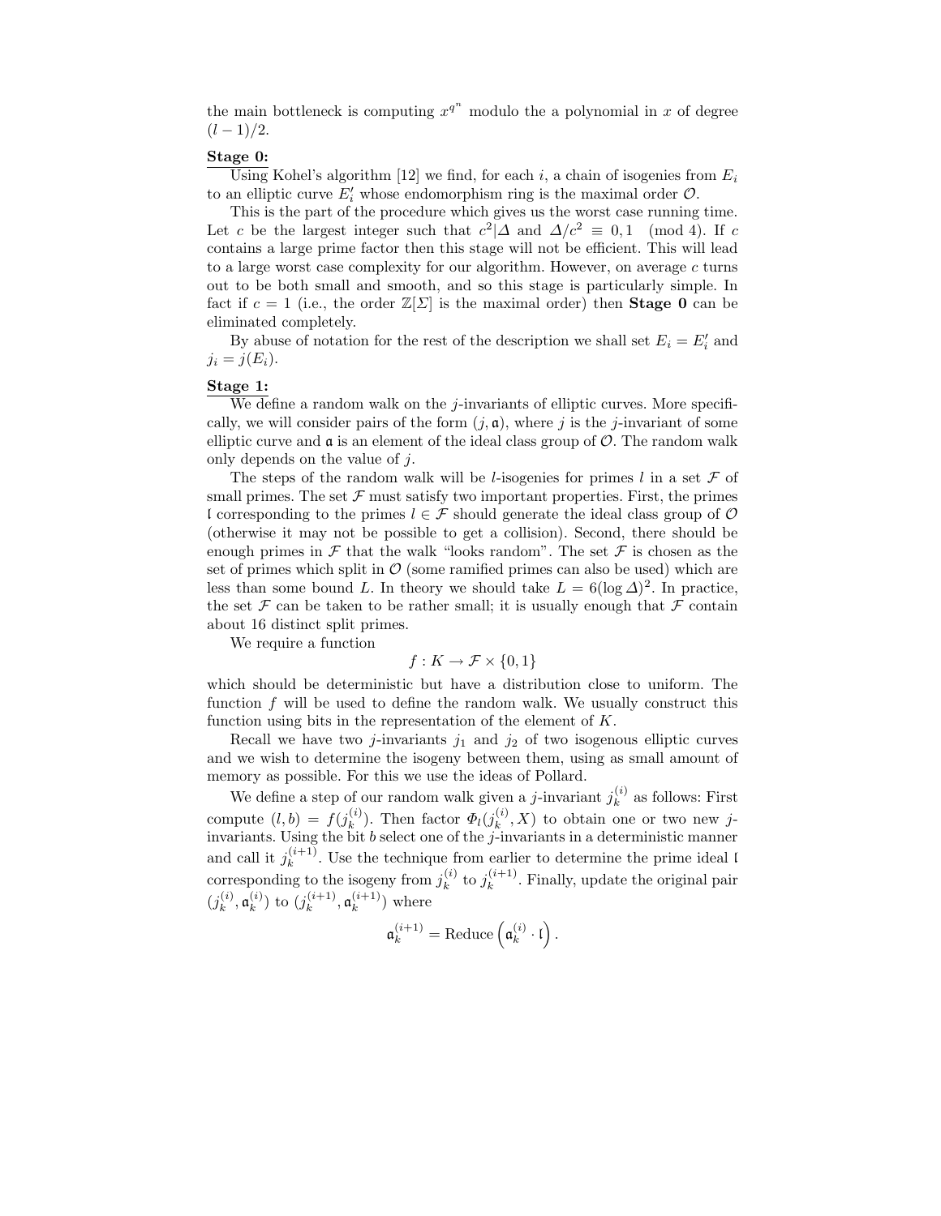the main bottleneck is computing $x^{q^n}$ modulo the a polynomial in $x$ of degree $(l-1)/2$.

**Stage 0:**

Using Kohel's algorithm [12] we find, for each $i$, a chain of isogenies from $E_i$ to an elliptic curve $E_i'$ whose endomorphism ring is the maximal order $\mathcal{O}$.

This is the part of the procedure which gives us the worst case running time. Let $c$ be the largest integer such that $c^2 | \Delta$ and $\Delta/c^2 \equiv 0, 1 \pmod 4$. If $c$ contains a large prime factor then this stage will not be efficient. This will lead to a large worst case complexity for our algorithm. However, on average $c$ turns out to be both small and smooth, and so this stage is particularly simple. In fact if $c = 1$ (i.e., the order $\mathbb{Z}[\Sigma]$ is the maximal order) then **Stage 0** can be eliminated completely.

By abuse of notation for the rest of the description we shall set $E_i = E_i'$ and $j_i = j(E_i)$.

**Stage 1:**

We define a random walk on the $j$-invariants of elliptic curves. More specifically, we will consider pairs of the form $(j, \mathfrak{a})$, where $j$ is the $j$-invariant of some elliptic curve and $\mathfrak{a}$ is an element of the ideal class group of $\mathcal{O}$. The random walk only depends on the value of $j$.

The steps of the random walk will be $l$-isogenies for primes $l$ in a set $\mathcal{F}$ of small primes. The set $\mathcal{F}$ must satisfy two important properties. First, the primes $\mathfrak{l}$ corresponding to the primes $l \in \mathcal{F}$ should generate the ideal class group of $\mathcal{O}$ (otherwise it may not be possible to get a collision). Second, there should be enough primes in $\mathcal{F}$ that the walk "looks random". The set $\mathcal{F}$ is chosen as the set of primes which split in $\mathcal{O}$ (some ramified primes can also be used) which are less than some bound $L$. In theory we should take $L = 6(\log \Delta)^2$. In practice, the set $\mathcal{F}$ can be taken to be rather small; it is usually enough that $\mathcal{F}$ contain about 16 distinct split primes.

We require a function

$$f : K \to \mathcal{F} \times \{0, 1\}$$

which should be deterministic but have a distribution close to uniform. The function $f$ will be used to define the random walk. We usually construct this function using bits in the representation of the element of $K$.

Recall we have two $j$-invariants $j_1$ and $j_2$ of two isogenous elliptic curves and we wish to determine the isogeny between them, using as small amount of memory as possible. For this we use the ideas of Pollard.

We define a step of our random walk given a $j$-invariant $j_k^{(i)}$ as follows: First compute $(l, b) = f(j_k^{(i)})$. Then factor $\Phi_l(j_k^{(i)}, X)$ to obtain one or two new $j$-invariants. Using the bit $b$ select one of the $j$-invariants in a deterministic manner and call it $j_k^{(i+1)}$. Use the technique from earlier to determine the prime ideal $\mathfrak{l}$ corresponding to the isogeny from $j_k^{(i)}$ to $j_k^{(i+1)}$. Finally, update the original pair $(j_k^{(i)}, \mathfrak{a}_k^{(i)})$ to $(j_k^{(i+1)}, \mathfrak{a}_k^{(i+1)})$ where

$$\mathfrak{a}_k^{(i+1)} = \text{Reduce}\left(\mathfrak{a}_k^{(i)} \cdot \mathfrak{l}\right).$$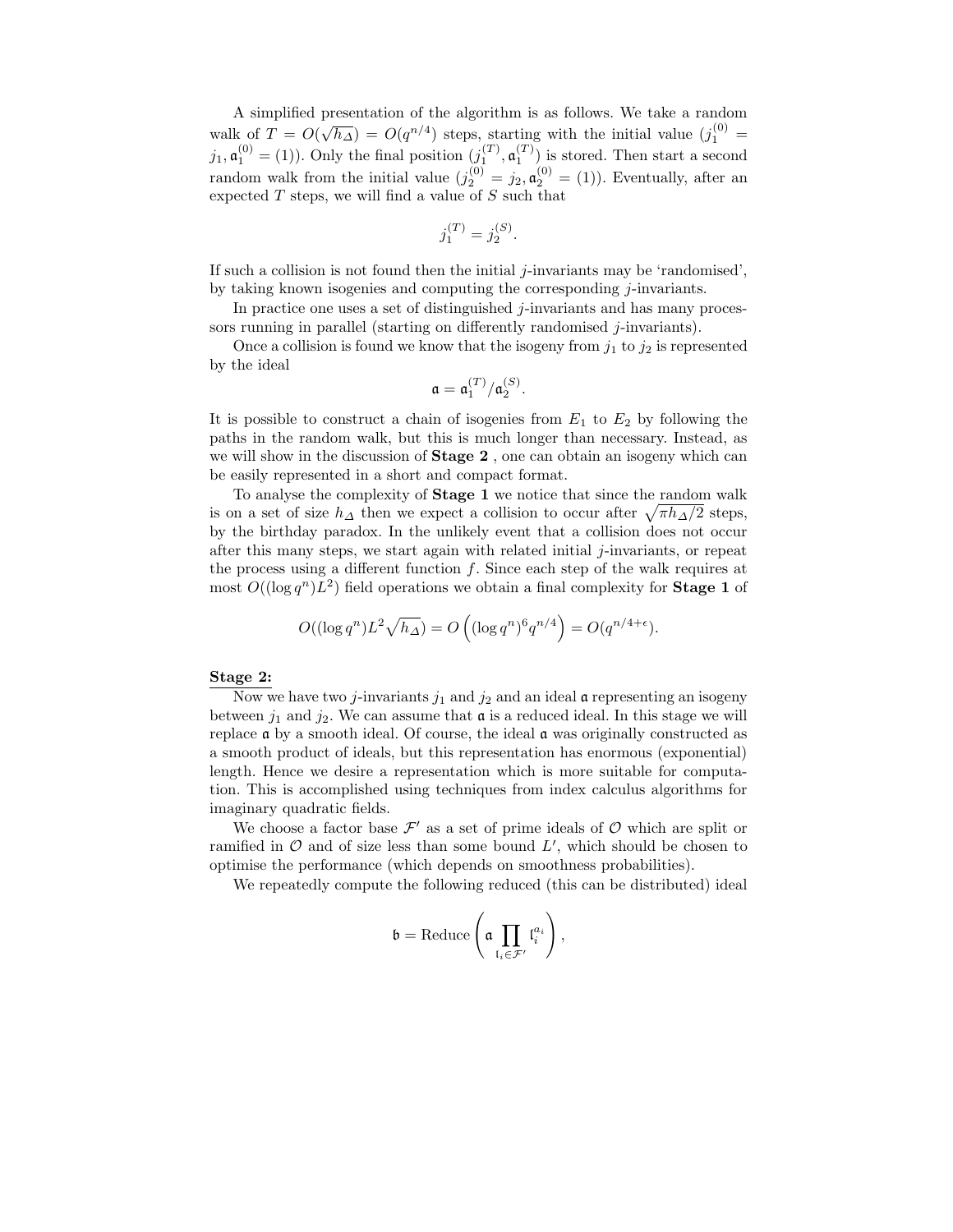A simplified presentation of the algorithm is as follows. We take a random walk of $T = O(\sqrt{h_\Delta}) = O(q^{n/4})$ steps, starting with the initial value $(j_1^{(0)} = j_1, \mathfrak{a}_1^{(0)} = (1))$. Only the final position $(j_1^{(T)}, \mathfrak{a}_1^{(T)})$ is stored. Then start a second random walk from the initial value $(j_2^{(0)} = j_2, \mathfrak{a}_2^{(0)} = (1))$. Eventually, after an expected $T$ steps, we will find a value of $S$ such that

$$j_1^{(T)} = j_2^{(S)}.$$

If such a collision is not found then the initial $j$-invariants may be 'randomised', by taking known isogenies and computing the corresponding $j$-invariants.

In practice one uses a set of distinguished $j$-invariants and has many processors running in parallel (starting on differently randomised $j$-invariants).

Once a collision is found we know that the isogeny from $j_1$ to $j_2$ is represented by the ideal

$$\mathfrak{a} = \mathfrak{a}_1^{(T)} / \mathfrak{a}_2^{(S)}.$$

It is possible to construct a chain of isogenies from $E_1$ to $E_2$ by following the paths in the random walk, but this is much longer than necessary. Instead, as we will show in the discussion of **Stage 2** , one can obtain an isogeny which can be easily represented in a short and compact format.

To analyse the complexity of **Stage 1** we notice that since the random walk is on a set of size $h_\Delta$ then we expect a collision to occur after $\sqrt{\pi h_\Delta / 2}$ steps, by the birthday paradox. In the unlikely event that a collision does not occur after this many steps, we start again with related initial $j$-invariants, or repeat the process using a different function $f$. Since each step of the walk requires at most $O((\log q^n) L^2)$ field operations we obtain a final complexity for **Stage 1** of

$$O((\log q^n) L^2 \sqrt{h_\Delta}) = O\left( (\log q^n)^6 q^{n/4} \right) = O(q^{n/4+\epsilon}).$$

**Stage 2:**

Now we have two $j$-invariants $j_1$ and $j_2$ and an ideal $\mathfrak{a}$ representing an isogeny between $j_1$ and $j_2$. We can assume that $\mathfrak{a}$ is a reduced ideal. In this stage we will replace $\mathfrak{a}$ by a smooth ideal. Of course, the ideal $\mathfrak{a}$ was originally constructed as a smooth product of ideals, but this representation has enormous (exponential) length. Hence we desire a representation which is more suitable for computation. This is accomplished using techniques from index calculus algorithms for imaginary quadratic fields.

We choose a factor base $\mathcal{F}'$ as a set of prime ideals of $\mathcal{O}$ which are split or ramified in $\mathcal{O}$ and of size less than some bound $L'$, which should be chosen to optimise the performance (which depends on smoothness probabilities).

We repeatedly compute the following reduced (this can be distributed) ideal

$$\mathfrak{b} = \text{Reduce}\left( \mathfrak{a} \prod_{\mathfrak{l}_i \in \mathcal{F}'} \mathfrak{l}_i^{a_i} \right),$$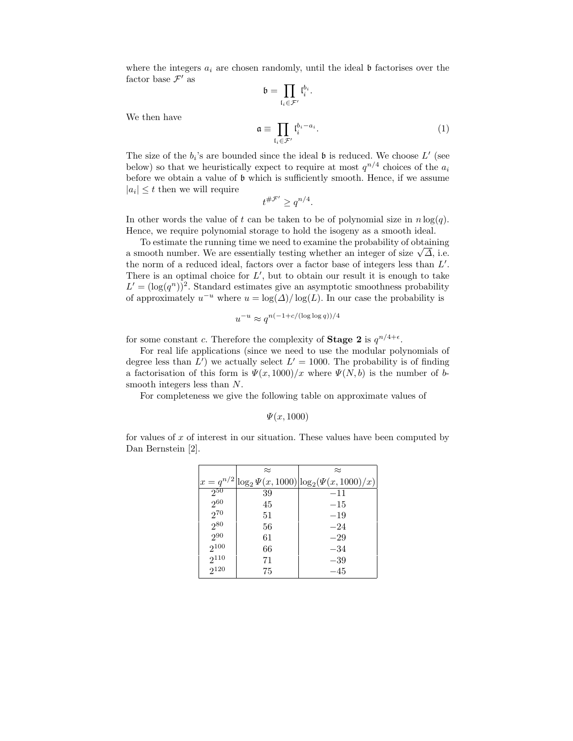where the integers $a_i$ are chosen randomly, until the ideal $\mathfrak{b}$ factorises over the factor base $\mathcal{F}'$ as

$$\mathfrak{b} = \prod_{\mathfrak{l}_i \in \mathcal{F}'} \mathfrak{l}_i^{b_i}.$$

We then have

$$\mathfrak{a} \equiv \prod_{\mathfrak{l}_i \in \mathcal{F}'} \mathfrak{l}_i^{b_i - a_i}. \tag{1}$$

The size of the $b_i$'s are bounded since the ideal $\mathfrak{b}$ is reduced. We choose $L'$ (see below) so that we heuristically expect to require at most $q^{n/4}$ choices of the $a_i$ before we obtain a value of $\mathfrak{b}$ which is sufficiently smooth. Hence, if we assume $|a_i| \leq t$ then we will require

$$t^{\#\mathcal{F}'} \geq q^{n/4}.$$

In other words the value of $t$ can be taken to be of polynomial size in $n \log(q)$. Hence, we require polynomial storage to hold the isogeny as a smooth ideal.

To estimate the running time we need to examine the probability of obtaining a smooth number. We are essentially testing whether an integer of size $\sqrt{\Delta}$, i.e. the norm of a reduced ideal, factors over a factor base of integers less than $L'$. There is an optimal choice for $L'$, but to obtain our result it is enough to take $L' = (\log(q^n))^2$. Standard estimates give an asymptotic smoothness probability of approximately $u^{-u}$ where $u = \log(\Delta)/\log(L)$. In our case the probability is

$$u^{-u} \approx q^{n(-1+c/(\log \log q))/4}$$

for some constant $c$. Therefore the complexity of **Stage 2** is $q^{n/4+\epsilon}$.

For real life applications (since we need to use the modular polynomials of degree less than $L'$) we actually select $L' = 1000$. The probability is of finding a factorisation of this form is $\Psi(x, 1000)/x$ where $\Psi(N, b)$ is the number of $b$-smooth integers less than $N$.

For completeness we give the following table on approximate values of

$$\Psi(x, 1000)$$

for values of $x$ of interest in our situation. These values have been computed by Dan Bernstein [2].

| $x = q^{n/2}$ | $\approx$ $\log_2 \Psi(x, 1000)$ | $\approx$ $\log_2(\Psi(x, 1000)/x)$ |
|---|---|---|
| $2^{50}$ | 39 | $-11$ |
| $2^{60}$ | 45 | $-15$ |
| $2^{70}$ | 51 | $-19$ |
| $2^{80}$ | 56 | $-24$ |
| $2^{90}$ | 61 | $-29$ |
| $2^{100}$ | 66 | $-34$ |
| $2^{110}$ | 71 | $-39$ |
| $2^{120}$ | 75 | $-45$ |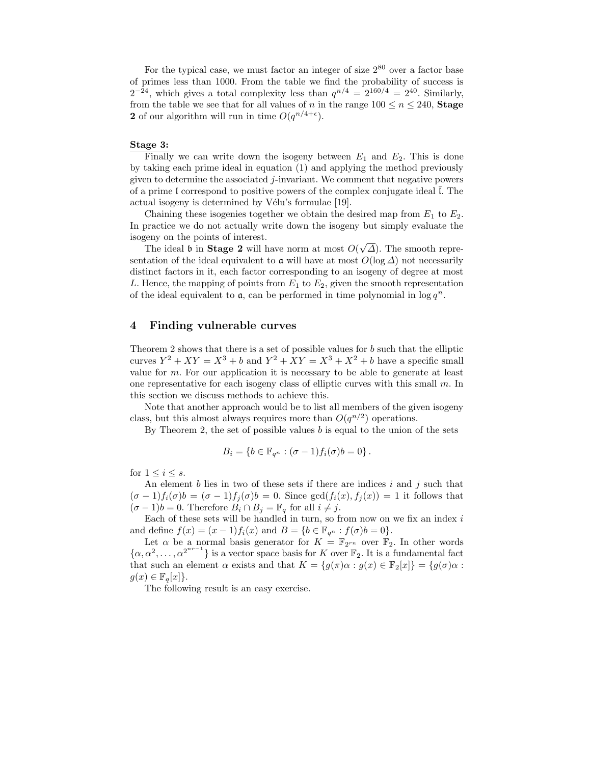For the typical case, we must factor an integer of size $2^{80}$ over a factor base of primes less than 1000. From the table we find the probability of success is $2^{-24}$, which gives a total complexity less than $q^{n/4} = 2^{160/4} = 2^{40}$. Similarly, from the table we see that for all values of $n$ in the range $100 \leq n \leq 240$, **Stage 2** of our algorithm will run in time $O(q^{n/4+\epsilon})$.

**Stage 3:**

Finally we can write down the isogeny between $E_1$ and $E_2$. This is done by taking each prime ideal in equation (1) and applying the method previously given to determine the associated $j$-invariant. We comment that negative powers of a prime $\mathfrak{l}$ correspond to positive powers of the complex conjugate ideal $\bar{\mathfrak{l}}$. The actual isogeny is determined by Vélu's formulae [19].

Chaining these isogenies together we obtain the desired map from $E_1$ to $E_2$. In practice we do not actually write down the isogeny but simply evaluate the isogeny on the points of interest.

The ideal $\mathfrak{b}$ in **Stage 2** will have norm at most $O(\sqrt{\Delta})$. The smooth representation of the ideal equivalent to $\mathfrak{a}$ will have at most $O(\log \Delta)$ not necessarily distinct factors in it, each factor corresponding to an isogeny of degree at most $L$. Hence, the mapping of points from $E_1$ to $E_2$, given the smooth representation of the ideal equivalent to $\mathfrak{a}$, can be performed in time polynomial in $\log q^n$.

## 4 Finding vulnerable curves

Theorem 2 shows that there is a set of possible values for $b$ such that the elliptic curves $Y^2 + XY = X^3 + b$ and $Y^2 + XY = X^3 + X^2 + b$ have a specific small value for $m$. For our application it is necessary to be able to generate at least one representative for each isogeny class of elliptic curves with this small $m$. In this section we discuss methods to achieve this.

Note that another approach would be to list all members of the given isogeny class, but this almost always requires more than $O(q^{n/2})$ operations.

By Theorem 2, the set of possible values $b$ is equal to the union of the sets

$$B_i = \{b \in \mathbb{F}_{q^n} : (\sigma - 1)f_i(\sigma)b = 0\}.$$

for $1 \leq i \leq s$.

An element $b$ lies in two of these sets if there are indices $i$ and $j$ such that $(\sigma - 1)f_i(\sigma)b = (\sigma - 1)f_j(\sigma)b = 0$. Since $\gcd(f_i(x), f_j(x)) = 1$ it follows that $(\sigma - 1)b = 0$. Therefore $B_i \cap B_j = \mathbb{F}_q$ for all $i \neq j$.

Each of these sets will be handled in turn, so from now on we fix an index $i$ and define $f(x) = (x-1)f_i(x)$ and $B = \{b \in \mathbb{F}_{q^n} : f(\sigma)b = 0\}$.

Let $\alpha$ be a normal basis generator for $K = \mathbb{F}_{2^{rn}}$ over $\mathbb{F}_2$. In other words $\{\alpha, \alpha^2, \ldots, \alpha^{2^{nr-1}}\}$ is a vector space basis for $K$ over $\mathbb{F}_2$. It is a fundamental fact that such an element $\alpha$ exists and that $K = \{g(\pi)\alpha : g(x) \in \mathbb{F}_2[x]\} = \{g(\sigma)\alpha : g(x) \in \mathbb{F}_q[x]\}$.

The following result is an easy exercise.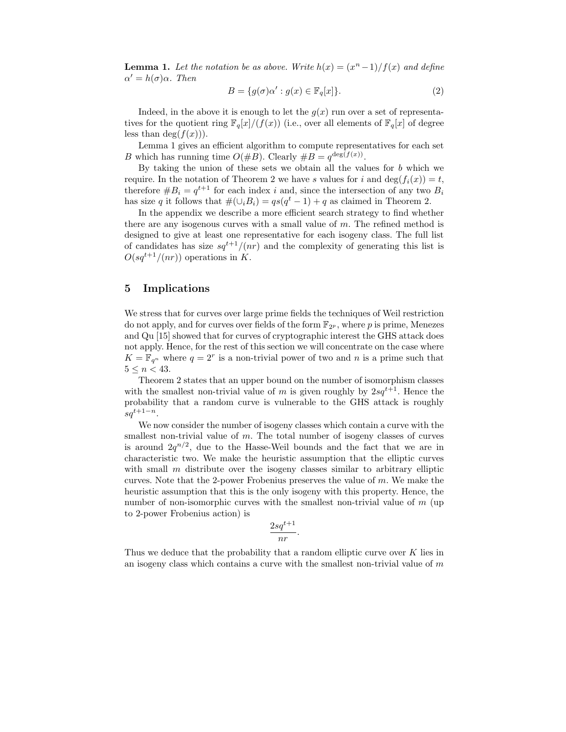**Lemma 1.** *Let the notation be as above. Write $h(x) = (x^n - 1)/f(x)$ and define $\alpha' = h(\sigma)\alpha$. Then*

$$B = \{g(\sigma)\alpha' : g(x) \in \mathbb{F}_q[x]\}. \tag{2}$$

Indeed, in the above it is enough to let the $g(x)$ run over a set of representatives for the quotient ring $\mathbb{F}_q[x]/(f(x))$ (i.e., over all elements of $\mathbb{F}_q[x]$ of degree less than $\deg(f(x))$).

Lemma 1 gives an efficient algorithm to compute representatives for each set $B$ which has running time $O(\#B)$. Clearly $\#B = q^{\deg(f(x))}$.

By taking the union of these sets we obtain all the values for $b$ which we require. In the notation of Theorem 2 we have $s$ values for $i$ and $\deg(f_i(x)) = t$, therefore $\#B_i = q^{t+1}$ for each index $i$ and, since the intersection of any two $B_i$ has size $q$ it follows that $\#(\cup_i B_i) = qs(q^t - 1) + q$ as claimed in Theorem 2.

In the appendix we describe a more efficient search strategy to find whether there are any isogenous curves with a small value of $m$. The refined method is designed to give at least one representative for each isogeny class. The full list of candidates has size $sq^{t+1}/(nr)$ and the complexity of generating this list is $O(sq^{t+1}/(nr))$ operations in $K$.

## 5 Implications

We stress that for curves over large prime fields the techniques of Weil restriction do not apply, and for curves over fields of the form $\mathbb{F}_{2^p}$, where $p$ is prime, Menezes and Qu [15] showed that for curves of cryptographic interest the GHS attack does not apply. Hence, for the rest of this section we will concentrate on the case where $K = \mathbb{F}_{q^n}$ where $q = 2^r$ is a non-trivial power of two and $n$ is a prime such that $5 \leq n < 43$.

Theorem 2 states that an upper bound on the number of isomorphism classes with the smallest non-trivial value of $m$ is given roughly by $2sq^{t+1}$. Hence the probability that a random curve is vulnerable to the GHS attack is roughly $sq^{t+1-n}$.

We now consider the number of isogeny classes which contain a curve with the smallest non-trivial value of $m$. The total number of isogeny classes of curves is around $2q^{n/2}$, due to the Hasse-Weil bounds and the fact that we are in characteristic two. We make the heuristic assumption that the elliptic curves with small $m$ distribute over the isogeny classes similar to arbitrary elliptic curves. Note that the 2-power Frobenius preserves the value of $m$. We make the heuristic assumption that this is the only isogeny with this property. Hence, the number of non-isomorphic curves with the smallest non-trivial value of $m$ (up to 2-power Frobenius action) is

$$\frac{2sq^{t+1}}{nr}.$$

Thus we deduce that the probability that a random elliptic curve over $K$ lies in an isogeny class which contains a curve with the smallest non-trivial value of $m$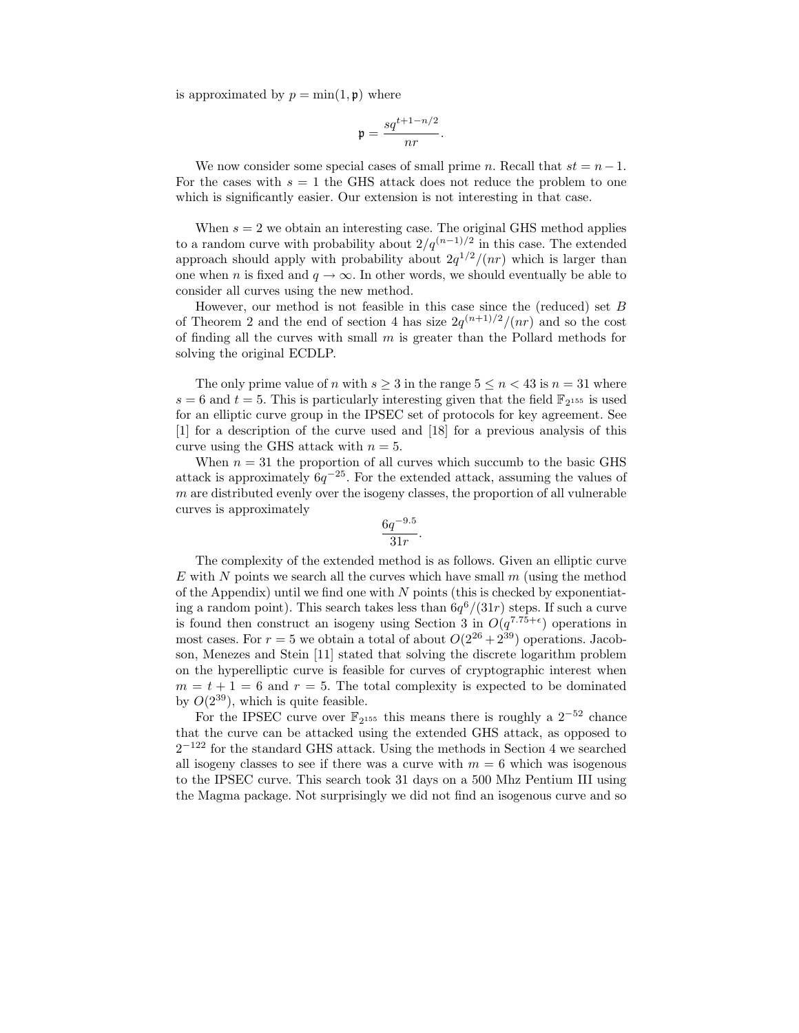is approximated by $p = \min(1, \mathfrak{p})$ where

$$\mathfrak{p} = \frac{sq^{t+1-n/2}}{nr}.$$

We now consider some special cases of small prime $n$. Recall that $st = n-1$. For the cases with $s = 1$ the GHS attack does not reduce the problem to one which is significantly easier. Our extension is not interesting in that case.

When $s = 2$ we obtain an interesting case. The original GHS method applies to a random curve with probability about $2/q^{(n-1)/2}$ in this case. The extended approach should apply with probability about $2q^{1/2}/(nr)$ which is larger than one when $n$ is fixed and $q \to \infty$. In other words, we should eventually be able to consider all curves using the new method.

However, our method is not feasible in this case since the (reduced) set $B$ of Theorem 2 and the end of section 4 has size $2q^{(n+1)/2}/(nr)$ and so the cost of finding all the curves with small $m$ is greater than the Pollard methods for solving the original ECDLP.

The only prime value of $n$ with $s \geq 3$ in the range $5 \leq n < 43$ is $n = 31$ where $s = 6$ and $t = 5$. This is particularly interesting given that the field $\mathbb{F}_{2^{155}}$ is used for an elliptic curve group in the IPSEC set of protocols for key agreement. See [1] for a description of the curve used and [18] for a previous analysis of this curve using the GHS attack with $n = 5$.

When $n = 31$ the proportion of all curves which succumb to the basic GHS attack is approximately $6q^{-25}$. For the extended attack, assuming the values of $m$ are distributed evenly over the isogeny classes, the proportion of all vulnerable curves is approximately

$$\frac{6q^{-9.5}}{31r}.$$

The complexity of the extended method is as follows. Given an elliptic curve $E$ with $N$ points we search all the curves which have small $m$ (using the method of the Appendix) until we find one with $N$ points (this is checked by exponentiating a random point). This search takes less than $6q^6/(31r)$ steps. If such a curve is found then construct an isogeny using Section 3 in $O(q^{7.75+\epsilon})$ operations in most cases. For $r = 5$ we obtain a total of about $O(2^{26} + 2^{39})$ operations. Jacobson, Menezes and Stein [11] stated that solving the discrete logarithm problem on the hyperelliptic curve is feasible for curves of cryptographic interest when $m = t + 1 = 6$ and $r = 5$. The total complexity is expected to be dominated by $O(2^{39})$, which is quite feasible.

For the IPSEC curve over $\mathbb{F}_{2^{155}}$ this means there is roughly a $2^{-52}$ chance that the curve can be attacked using the extended GHS attack, as opposed to $2^{-122}$ for the standard GHS attack. Using the methods in Section 4 we searched all isogeny classes to see if there was a curve with $m = 6$ which was isogenous to the IPSEC curve. This search took 31 days on a 500 Mhz Pentium III using the Magma package. Not surprisingly we did not find an isogenous curve and so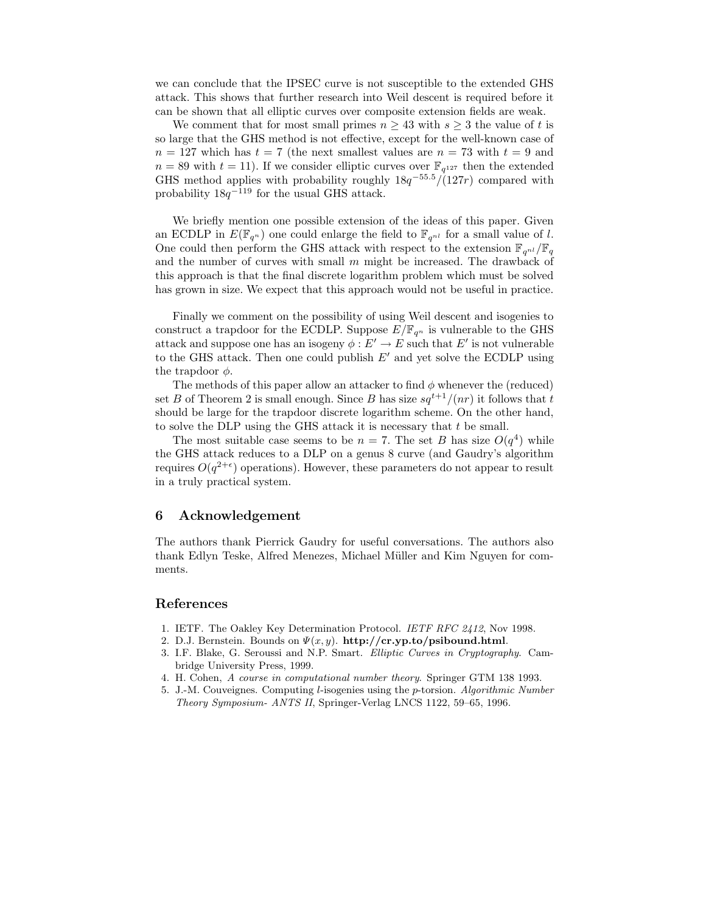we can conclude that the IPSEC curve is not susceptible to the extended GHS attack. This shows that further research into Weil descent is required before it can be shown that all elliptic curves over composite extension fields are weak.

We comment that for most small primes $n \geq 43$ with $s \geq 3$ the value of $t$ is so large that the GHS method is not effective, except for the well-known case of $n = 127$ which has $t = 7$ (the next smallest values are $n = 73$ with $t = 9$ and $n = 89$ with $t = 11$). If we consider elliptic curves over $\mathbb{F}_{q^{127}}$ then the extended GHS method applies with probability roughly $18q^{-55.5}/(127r)$ compared with probability $18q^{-119}$ for the usual GHS attack.

We briefly mention one possible extension of the ideas of this paper. Given an ECDLP in $E(\mathbb{F}_{q^n})$ one could enlarge the field to $\mathbb{F}_{q^{nl}}$ for a small value of $l$. One could then perform the GHS attack with respect to the extension $\mathbb{F}_{q^{nl}}/\mathbb{F}_q$ and the number of curves with small $m$ might be increased. The drawback of this approach is that the final discrete logarithm problem which must be solved has grown in size. We expect that this approach would not be useful in practice.

Finally we comment on the possibility of using Weil descent and isogenies to construct a trapdoor for the ECDLP. Suppose $E/\mathbb{F}_{q^n}$ is vulnerable to the GHS attack and suppose one has an isogeny $\phi : E' \to E$ such that $E'$ is not vulnerable to the GHS attack. Then one could publish $E'$ and yet solve the ECDLP using the trapdoor $\phi$.

The methods of this paper allow an attacker to find $\phi$ whenever the (reduced) set $B$ of Theorem 2 is small enough. Since $B$ has size $sq^{t+1}/(nr)$ it follows that $t$ should be large for the trapdoor discrete logarithm scheme. On the other hand, to solve the DLP using the GHS attack it is necessary that $t$ be small.

The most suitable case seems to be $n = 7$. The set $B$ has size $O(q^4)$ while the GHS attack reduces to a DLP on a genus 8 curve (and Gaudry's algorithm requires $O(q^{2+\epsilon})$ operations). However, these parameters do not appear to result in a truly practical system.

## 6 Acknowledgement

The authors thank Pierrick Gaudry for useful conversations. The authors also thank Edlyn Teske, Alfred Menezes, Michael Müller and Kim Nguyen for comments.

## References

1. IETF. The Oakley Key Determination Protocol. *IETF RFC 2412*, Nov 1998.
2. D.J. Bernstein. Bounds on $\Psi(x, y)$. **http://cr.yp.to/psibound.html**.
3. I.F. Blake, G. Seroussi and N.P. Smart. *Elliptic Curves in Cryptography*. Cambridge University Press, 1999.
4. H. Cohen, *A course in computational number theory*. Springer GTM 138 1993.
5. J.-M. Couveignes. Computing $l$-isogenies using the $p$-torsion. *Algorithmic Number Theory Symposium- ANTS II*, Springer-Verlag LNCS 1122, 59–65, 1996.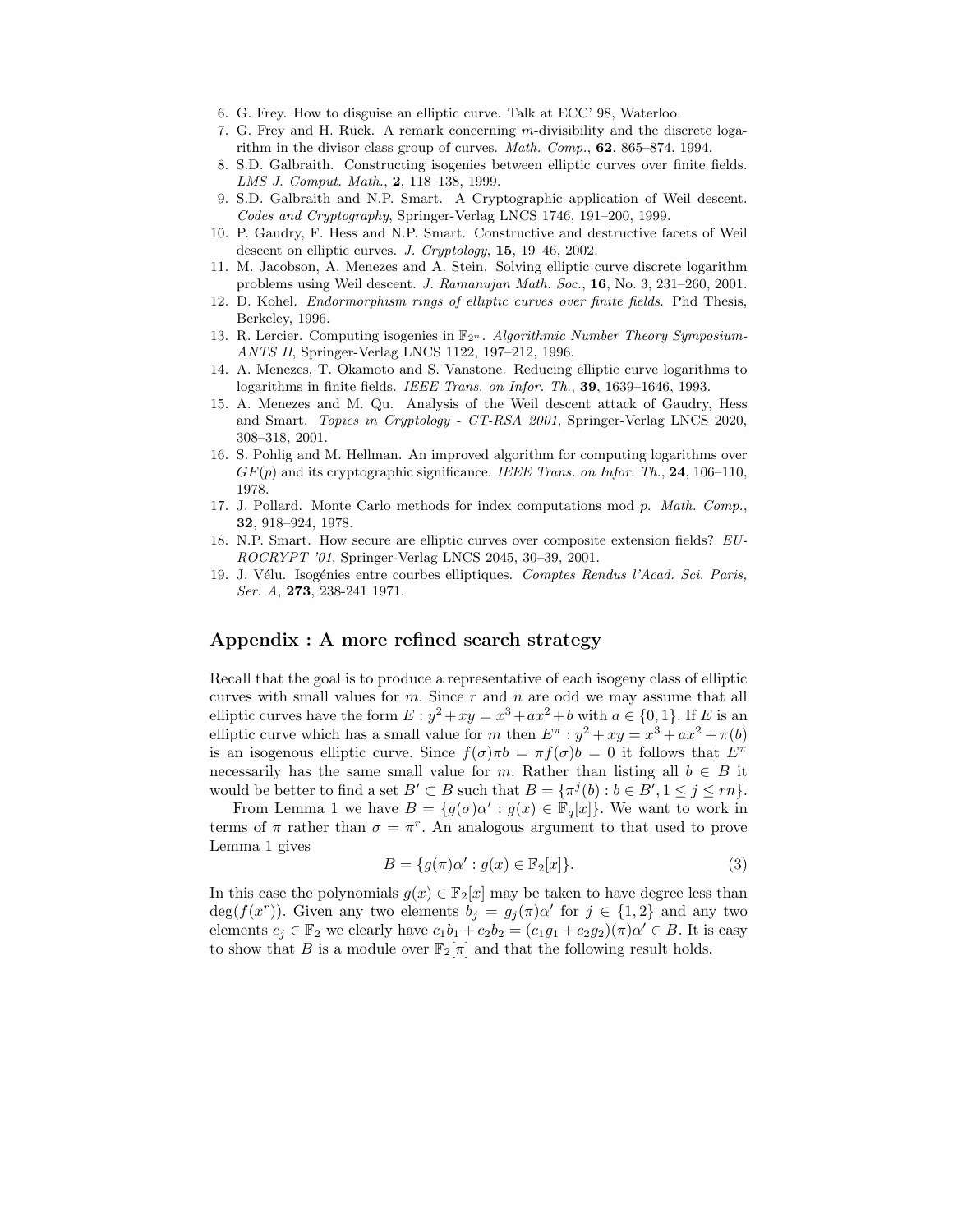6. G. Frey. How to disguise an elliptic curve. Talk at ECC' 98, Waterloo.
7. G. Frey and H. Rück. A remark concerning $m$-divisibility and the discrete logarithm in the divisor class group of curves. *Math. Comp.*, **62**, 865–874, 1994.
8. S.D. Galbraith. Constructing isogenies between elliptic curves over finite fields. *LMS J. Comput. Math.*, **2**, 118–138, 1999.
9. S.D. Galbraith and N.P. Smart. A Cryptographic application of Weil descent. *Codes and Cryptography*, Springer-Verlag LNCS 1746, 191–200, 1999.
10. P. Gaudry, F. Hess and N.P. Smart. Constructive and destructive facets of Weil descent on elliptic curves. *J. Cryptology*, **15**, 19–46, 2002.
11. M. Jacobson, A. Menezes and A. Stein. Solving elliptic curve discrete logarithm problems using Weil descent. *J. Ramanujan Math. Soc.*, **16**, No. 3, 231–260, 2001.
12. D. Kohel. *Endormorphism rings of elliptic curves over finite fields*. Phd Thesis, Berkeley, 1996.
13. R. Lercier. Computing isogenies in $\mathbb{F}_{2^n}$. *Algorithmic Number Theory Symposium-ANTS II*, Springer-Verlag LNCS 1122, 197–212, 1996.
14. A. Menezes, T. Okamoto and S. Vanstone. Reducing elliptic curve logarithms to logarithms in finite fields. *IEEE Trans. on Infor. Th.*, **39**, 1639–1646, 1993.
15. A. Menezes and M. Qu. Analysis of the Weil descent attack of Gaudry, Hess and Smart. *Topics in Cryptology - CT-RSA 2001*, Springer-Verlag LNCS 2020, 308–318, 2001.
16. S. Pohlig and M. Hellman. An improved algorithm for computing logarithms over $GF(p)$ and its cryptographic significance. *IEEE Trans. on Infor. Th.*, **24**, 106–110, 1978.
17. J. Pollard. Monte Carlo methods for index computations mod $p$. *Math. Comp.*, **32**, 918–924, 1978.
18. N.P. Smart. How secure are elliptic curves over composite extension fields? *EUROCRYPT '01*, Springer-Verlag LNCS 2045, 30–39, 2001.
19. J. Vélu. Isogénies entre courbes elliptiques. *Comptes Rendus l'Acad. Sci. Paris, Ser. A*, **273**, 238-241 1971.

## Appendix : A more refined search strategy

Recall that the goal is to produce a representative of each isogeny class of elliptic curves with small values for $m$. Since $r$ and $n$ are odd we may assume that all elliptic curves have the form $E : y^2 + xy = x^3 + ax^2 + b$ with $a \in \{0, 1\}$. If $E$ is an elliptic curve which has a small value for $m$ then $E^\pi : y^2 + xy = x^3 + ax^2 + \pi(b)$ is an isogenous elliptic curve. Since $f(\sigma)\pi b = \pi f(\sigma) b = 0$ it follows that $E^\pi$ necessarily has the same small value for $m$. Rather than listing all $b \in B$ it would be better to find a set $B' \subset B$ such that $B = \{\pi^j(b) : b \in B', 1 \leq j \leq rn\}$.

From Lemma 1 we have $B = \{g(\sigma)\alpha' : g(x) \in \mathbb{F}_q[x]\}$. We want to work in terms of $\pi$ rather than $\sigma = \pi^r$. An analogous argument to that used to prove Lemma 1 gives

$$B = \{g(\pi)\alpha' : g(x) \in \mathbb{F}_2[x]\}. \tag{3}$$

In this case the polynomials $g(x) \in \mathbb{F}_2[x]$ may be taken to have degree less than $\deg(f(x^r))$. Given any two elements $b_j = g_j(\pi)\alpha'$ for $j \in \{1, 2\}$ and any two elements $c_j \in \mathbb{F}_2$ we clearly have $c_1 b_1 + c_2 b_2 = (c_1 g_1 + c_2 g_2)(\pi)\alpha' \in B$. It is easy to show that $B$ is a module over $\mathbb{F}_2[\pi]$ and that the following result holds.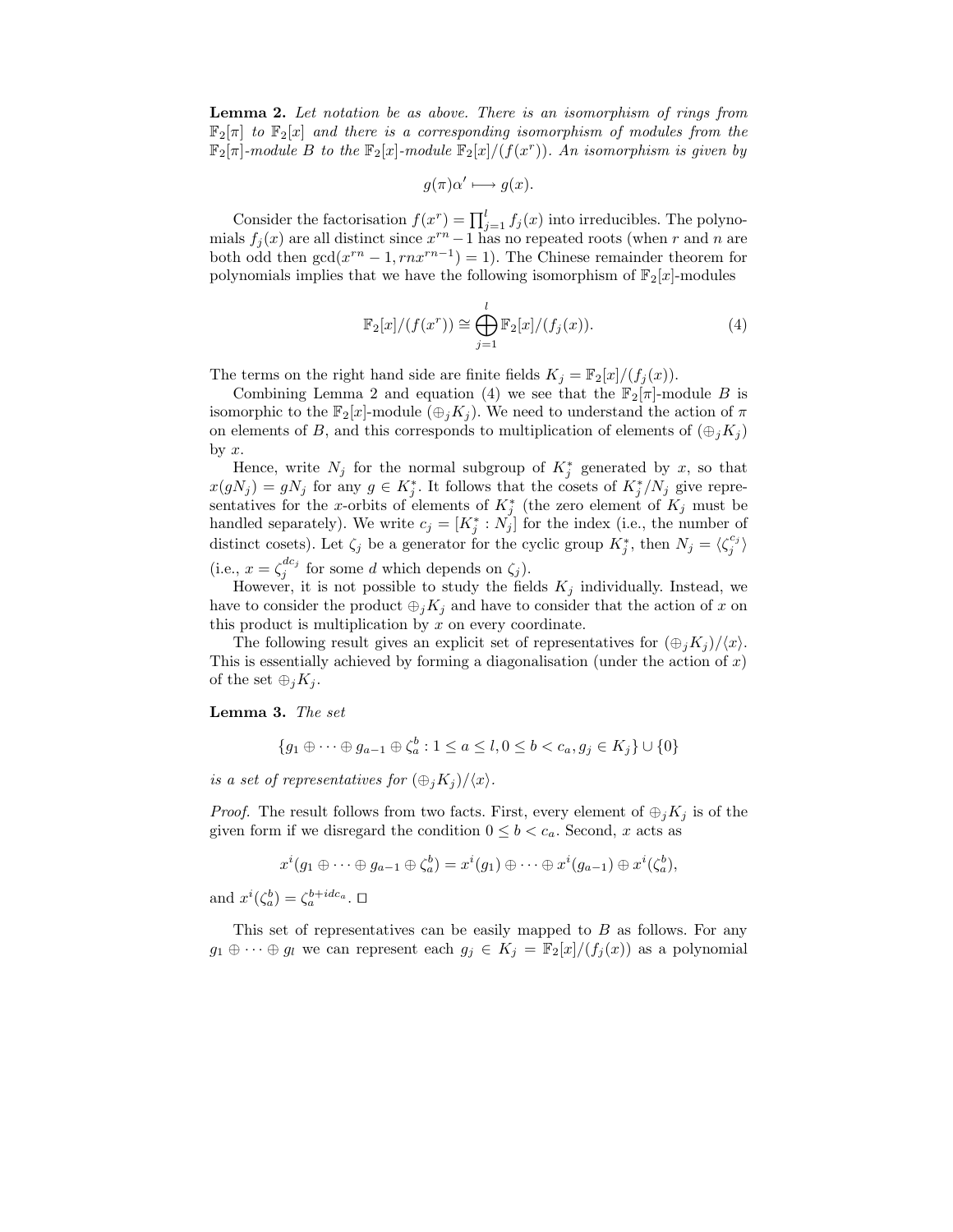**Lemma 2.** *Let notation be as above. There is an isomorphism of rings from $\mathbb{F}_2[\pi]$ to $\mathbb{F}_2[x]$ and there is a corresponding isomorphism of modules from the $\mathbb{F}_2[\pi]$-module $B$ to the $\mathbb{F}_2[x]$-module $\mathbb{F}_2[x]/(f(x^r))$. An isomorphism is given by*

$$g(\pi)\alpha' \longmapsto g(x).$$

Consider the factorisation $f(x^r) = \prod_{j=1}^{l} f_j(x)$ into irreducibles. The polynomials $f_j(x)$ are all distinct since $x^{rn} - 1$ has no repeated roots (when $r$ and $n$ are both odd then $\gcd(x^{rn} - 1, rnx^{rn-1}) = 1$). The Chinese remainder theorem for polynomials implies that we have the following isomorphism of $\mathbb{F}_2[x]$-modules

$$\mathbb{F}_2[x]/(f(x^r)) \cong \bigoplus_{j=1}^{l} \mathbb{F}_2[x]/(f_j(x)). \tag{4}$$

The terms on the right hand side are finite fields $K_j = \mathbb{F}_2[x]/(f_j(x))$.

Combining Lemma 2 and equation (4) we see that the $\mathbb{F}_2[\pi]$-module $B$ is isomorphic to the $\mathbb{F}_2[x]$-module $(\oplus_j K_j)$. We need to understand the action of $\pi$ on elements of $B$, and this corresponds to multiplication of elements of $(\oplus_j K_j)$ by $x$.

Hence, write $N_j$ for the normal subgroup of $K_j^*$ generated by $x$, so that $x(gN_j) = gN_j$ for any $g \in K_j^*$. It follows that the cosets of $K_j^*/N_j$ give representatives for the $x$-orbits of elements of $K_j^*$ (the zero element of $K_j$ must be handled separately). We write $c_j = [K_j^* : N_j]$ for the index (i.e., the number of distinct cosets). Let $\zeta_j$ be a generator for the cyclic group $K_j^*$, then $N_j = \langle \zeta_j^{c_j} \rangle$ (i.e., $x = \zeta_j^{dc_j}$ for some $d$ which depends on $\zeta_j$).

However, it is not possible to study the fields $K_j$ individually. Instead, we have to consider the product $\oplus_j K_j$ and have to consider that the action of $x$ on this product is multiplication by $x$ on every coordinate.

The following result gives an explicit set of representatives for $(\oplus_j K_j)/\langle x \rangle$. This is essentially achieved by forming a diagonalisation (under the action of $x$) of the set $\oplus_j K_j$.

**Lemma 3.** *The set*

$$\{g_1 \oplus \cdots \oplus g_{a-1} \oplus \zeta_a^b : 1 \leq a \leq l, 0 \leq b < c_a, g_j \in K_j\} \cup \{0\}$$

*is a set of representatives for $(\oplus_j K_j)/\langle x \rangle$.*

*Proof.* The result follows from two facts. First, every element of $\oplus_j K_j$ is of the given form if we disregard the condition $0 \leq b < c_a$. Second, $x$ acts as

$$x^i(g_1 \oplus \cdots \oplus g_{a-1} \oplus \zeta_a^b) = x^i(g_1) \oplus \cdots \oplus x^i(g_{a-1}) \oplus x^i(\zeta_a^b),$$

and $x^i(\zeta_a^b) = \zeta_a^{b+idc_a}$. □

This set of representatives can be easily mapped to $B$ as follows. For any $g_1 \oplus \cdots \oplus g_l$ we can represent each $g_j \in K_j = \mathbb{F}_2[x]/(f_j(x))$ as a polynomial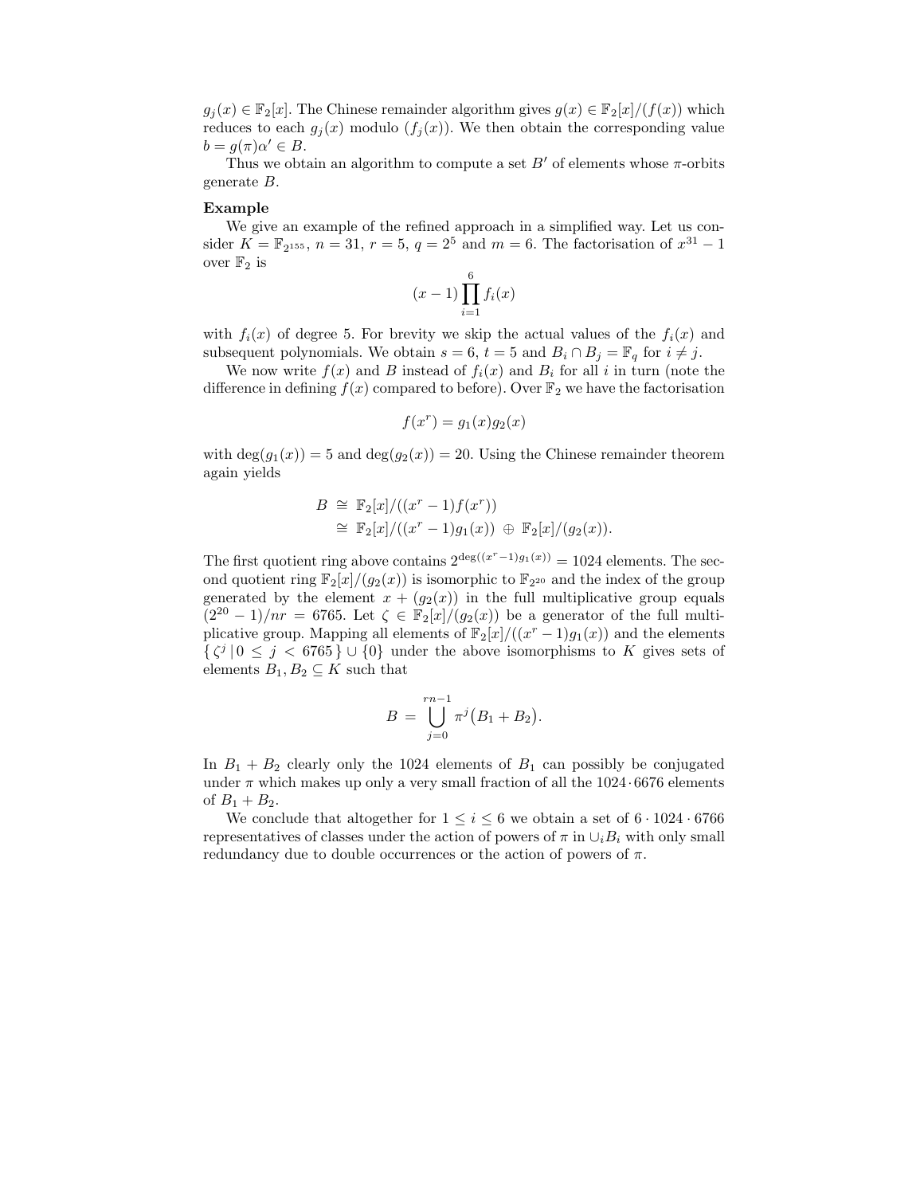$g_j(x) \in \mathbb{F}_2[x]$. The Chinese remainder algorithm gives $g(x) \in \mathbb{F}_2[x]/(f(x))$ which reduces to each $g_j(x)$ modulo $(f_j(x))$. We then obtain the corresponding value $b = g(\pi)\alpha' \in B$.

Thus we obtain an algorithm to compute a set $B'$ of elements whose $\pi$-orbits generate $B$.

**Example**

We give an example of the refined approach in a simplified way. Let us consider $K = \mathbb{F}_{2^{155}}$, $n = 31$, $r = 5$, $q = 2^5$ and $m = 6$. The factorisation of $x^{31} - 1$ over $\mathbb{F}_2$ is

$$(x-1)\prod_{i=1}^{6} f_i(x)$$

with $f_i(x)$ of degree 5. For brevity we skip the actual values of the $f_i(x)$ and subsequent polynomials. We obtain $s = 6$, $t = 5$ and $B_i \cap B_j = \mathbb{F}_q$ for $i \neq j$.

We now write $f(x)$ and $B$ instead of $f_i(x)$ and $B_i$ for all $i$ in turn (note the difference in defining $f(x)$ compared to before). Over $\mathbb{F}_2$ we have the factorisation

$$f(x^r) = g_1(x)g_2(x)$$

with $\deg(g_1(x)) = 5$ and $\deg(g_2(x)) = 20$. Using the Chinese remainder theorem again yields

$$\begin{aligned} B &\cong \mathbb{F}_2[x]/((x^r - 1)f(x^r)) \\ &\cong \mathbb{F}_2[x]/((x^r - 1)g_1(x)) \;\oplus\; \mathbb{F}_2[x]/(g_2(x)). \end{aligned}$$

The first quotient ring above contains $2^{\deg((x^r-1)g_1(x))} = 1024$ elements. The second quotient ring $\mathbb{F}_2[x]/(g_2(x))$ is isomorphic to $\mathbb{F}_{2^{20}}$ and the index of the group generated by the element $x + (g_2(x))$ in the full multiplicative group equals $(2^{20} - 1)/nr = 6765$. Let $\zeta \in \mathbb{F}_2[x]/(g_2(x))$ be a generator of the full multiplicative group. Mapping all elements of $\mathbb{F}_2[x]/((x^r - 1)g_1(x))$ and the elements $\{\zeta^j \,|\, 0 \leq j < 6765\} \cup \{0\}$ under the above isomorphisms to $K$ gives sets of elements $B_1, B_2 \subseteq K$ such that

$$B = \bigcup_{j=0}^{rn-1} \pi^j\big(B_1 + B_2\big).$$

In $B_1 + B_2$ clearly only the 1024 elements of $B_1$ can possibly be conjugated under $\pi$ which makes up only a very small fraction of all the $1024 \cdot 6676$ elements of $B_1 + B_2$.

We conclude that altogether for $1 \leq i \leq 6$ we obtain a set of $6 \cdot 1024 \cdot 6766$ representatives of classes under the action of powers of $\pi$ in $\cup_i B_i$ with only small redundancy due to double occurrences or the action of powers of $\pi$.